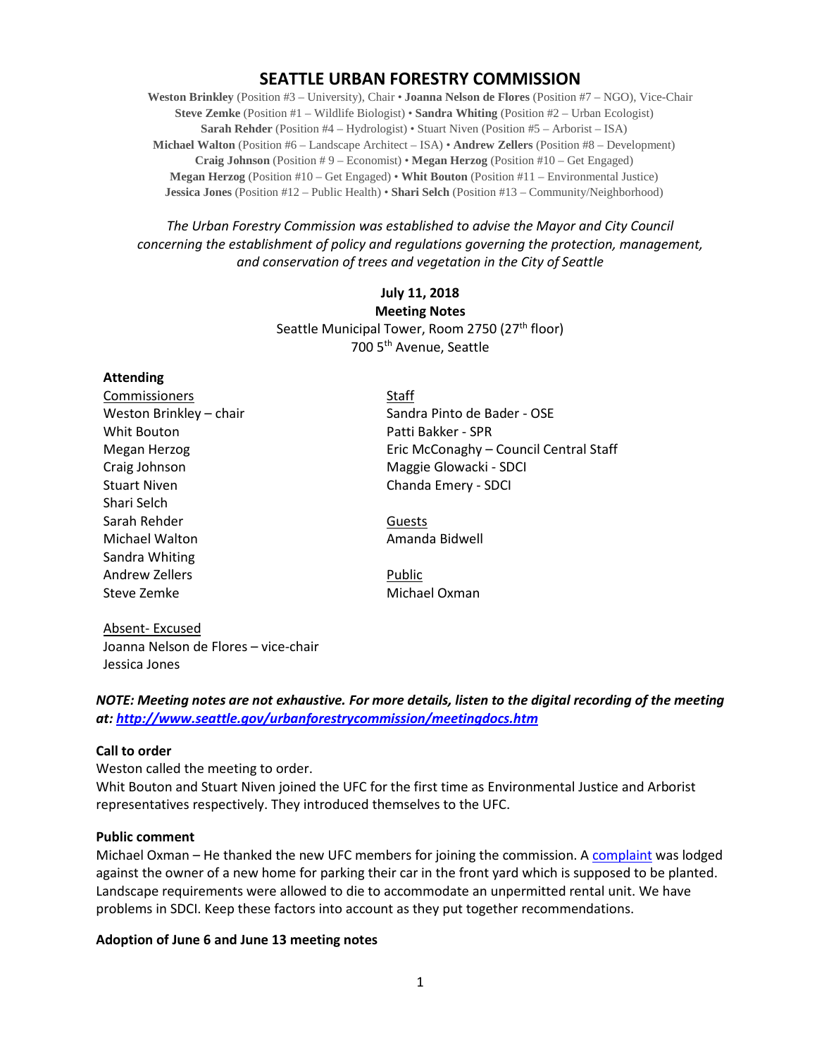# SEATTLE URBAN FORESTRY COMMISSION

**Weston Brinkley** (Position #3 – University), Chair • **Joanna Nelson de Flores** (Position #7 – NGO), Vice-Chair
**Steve Zemke** (Position #1 – Wildlife Biologist) • **Sandra Whiting** (Position #2 – Urban Ecologist)
**Sarah Rehder** (Position #4 – Hydrologist) • Stuart Niven (Position #5 – Arborist – ISA)
**Michael Walton** (Position #6 – Landscape Architect – ISA) • **Andrew Zellers** (Position #8 – Development)
**Craig Johnson** (Position # 9 – Economist) • **Megan Herzog** (Position #10 – Get Engaged)
**Megan Herzog** (Position #10 – Get Engaged) • **Whit Bouton** (Position #11 – Environmental Justice)
**Jessica Jones** (Position #12 – Public Health) • **Shari Selch** (Position #13 – Community/Neighborhood)

*The Urban Forestry Commission was established to advise the Mayor and City Council concerning the establishment of policy and regulations governing the protection, management, and conservation of trees and vegetation in the City of Seattle*

**July 11, 2018**
**Meeting Notes**
Seattle Municipal Tower, Room 2750 (27th floor)
700 5th Avenue, Seattle

**Attending**

Commissioners
Weston Brinkley – chair
Whit Bouton
Megan Herzog
Craig Johnson
Stuart Niven
Shari Selch
Sarah Rehder
Michael Walton
Sandra Whiting
Andrew Zellers
Steve Zemke

Staff
Sandra Pinto de Bader - OSE
Patti Bakker - SPR
Eric McConaghy – Council Central Staff
Maggie Glowacki - SDCI
Chanda Emery - SDCI

Guests
Amanda Bidwell

Public
Michael Oxman

Absent- Excused
Joanna Nelson de Flores – vice-chair
Jessica Jones

***NOTE: Meeting notes are not exhaustive. For more details, listen to the digital recording of the meeting at: http://www.seattle.gov/urbanforestrycommission/meetingdocs.htm***

**Call to order**
Weston called the meeting to order.
Whit Bouton and Stuart Niven joined the UFC for the first time as Environmental Justice and Arborist representatives respectively. They introduced themselves to the UFC.

**Public comment**
Michael Oxman – He thanked the new UFC members for joining the commission. A complaint was lodged against the owner of a new home for parking their car in the front yard which is supposed to be planted. Landscape requirements were allowed to die to accommodate an unpermitted rental unit. We have problems in SDCI. Keep these factors into account as they put together recommendations.

**Adoption of June 6 and June 13 meeting notes**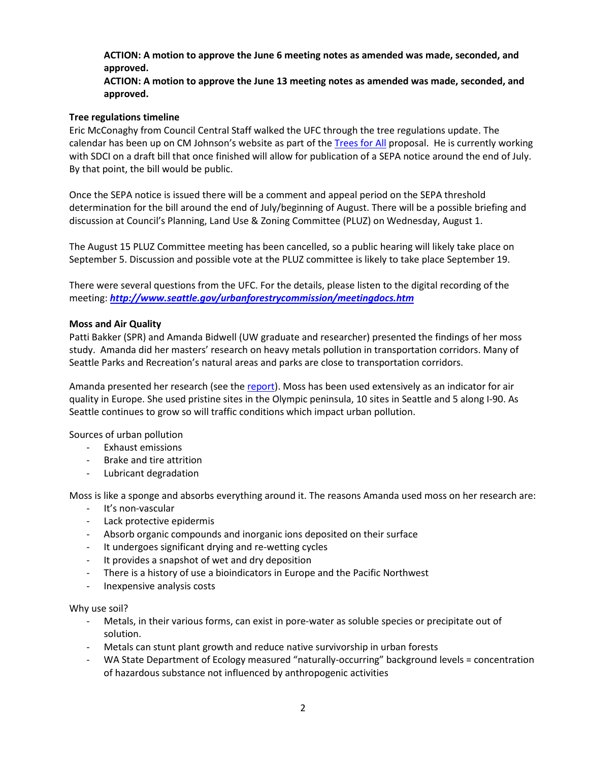**ACTION: A motion to approve the June 6 meeting notes as amended was made, seconded, and approved.**
**ACTION: A motion to approve the June 13 meeting notes as amended was made, seconded, and approved.**

**Tree regulations timeline**
Eric McConaghy from Council Central Staff walked the UFC through the tree regulations update. The calendar has been up on CM Johnson's website as part of the Trees for All proposal. He is currently working with SDCI on a draft bill that once finished will allow for publication of a SEPA notice around the end of July. By that point, the bill would be public.

Once the SEPA notice is issued there will be a comment and appeal period on the SEPA threshold determination for the bill around the end of July/beginning of August. There will be a possible briefing and discussion at Council's Planning, Land Use & Zoning Committee (PLUZ) on Wednesday, August 1.

The August 15 PLUZ Committee meeting has been cancelled, so a public hearing will likely take place on September 5. Discussion and possible vote at the PLUZ committee is likely to take place September 19.

There were several questions from the UFC. For the details, please listen to the digital recording of the meeting: ***http://www.seattle.gov/urbanforestrycommission/meetingdocs.htm***

**Moss and Air Quality**
Patti Bakker (SPR) and Amanda Bidwell (UW graduate and researcher) presented the findings of her moss study. Amanda did her masters' research on heavy metals pollution in transportation corridors. Many of Seattle Parks and Recreation's natural areas and parks are close to transportation corridors.

Amanda presented her research (see the report). Moss has been used extensively as an indicator for air quality in Europe. She used pristine sites in the Olympic peninsula, 10 sites in Seattle and 5 along I-90. As Seattle continues to grow so will traffic conditions which impact urban pollution.

Sources of urban pollution

- Exhaust emissions
- Brake and tire attrition
- Lubricant degradation

Moss is like a sponge and absorbs everything around it. The reasons Amanda used moss on her research are:

- It's non-vascular
- Lack protective epidermis
- Absorb organic compounds and inorganic ions deposited on their surface
- It undergoes significant drying and re-wetting cycles
- It provides a snapshot of wet and dry deposition
- There is a history of use a bioindicators in Europe and the Pacific Northwest
- Inexpensive analysis costs

Why use soil?

- Metals, in their various forms, can exist in pore-water as soluble species or precipitate out of solution.
- Metals can stunt plant growth and reduce native survivorship in urban forests
- WA State Department of Ecology measured "naturally-occurring" background levels = concentration of hazardous substance not influenced by anthropogenic activities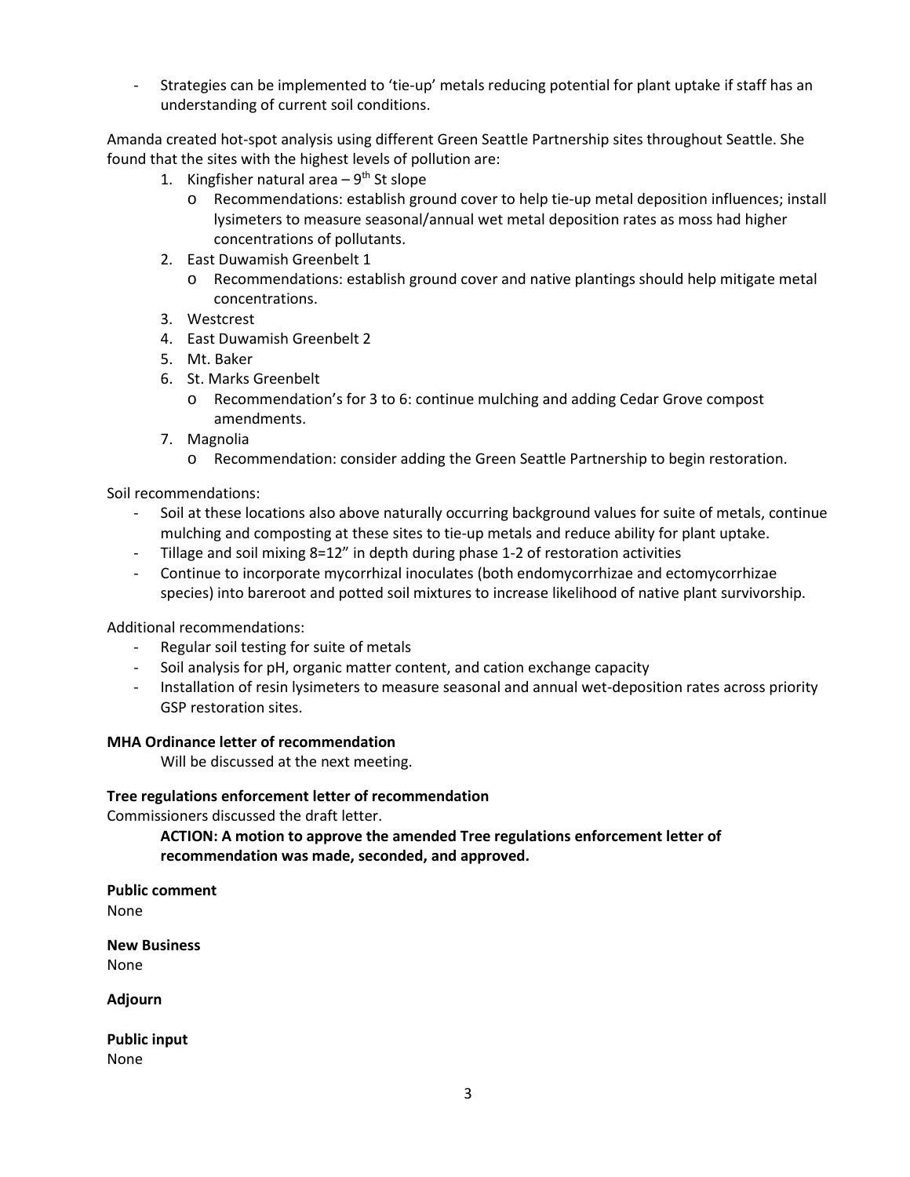- Strategies can be implemented to 'tie-up' metals reducing potential for plant uptake if staff has an understanding of current soil conditions.

Amanda created hot-spot analysis using different Green Seattle Partnership sites throughout Seattle. She found that the sites with the highest levels of pollution are:

1. Kingfisher natural area – 9th St slope
   - Recommendations: establish ground cover to help tie-up metal deposition influences; install lysimeters to measure seasonal/annual wet metal deposition rates as moss had higher concentrations of pollutants.
2. East Duwamish Greenbelt 1
   - Recommendations: establish ground cover and native plantings should help mitigate metal concentrations.
3. Westcrest
4. East Duwamish Greenbelt 2
5. Mt. Baker
6. St. Marks Greenbelt
   - Recommendation's for 3 to 6: continue mulching and adding Cedar Grove compost amendments.
7. Magnolia
   - Recommendation: consider adding the Green Seattle Partnership to begin restoration.

Soil recommendations:

- Soil at these locations also above naturally occurring background values for suite of metals, continue mulching and composting at these sites to tie-up metals and reduce ability for plant uptake.
- Tillage and soil mixing 8=12" in depth during phase 1-2 of restoration activities
- Continue to incorporate mycorrhizal inoculates (both endomycorrhizae and ectomycorrhizae species) into bareroot and potted soil mixtures to increase likelihood of native plant survivorship.

Additional recommendations:

- Regular soil testing for suite of metals
- Soil analysis for pH, organic matter content, and cation exchange capacity
- Installation of resin lysimeters to measure seasonal and annual wet-deposition rates across priority GSP restoration sites.

**MHA Ordinance letter of recommendation**

Will be discussed at the next meeting.

**Tree regulations enforcement letter of recommendation**

Commissioners discussed the draft letter.

**ACTION: A motion to approve the amended Tree regulations enforcement letter of recommendation was made, seconded, and approved.**

**Public comment**

None

**New Business**

None

**Adjourn**

**Public input**

None